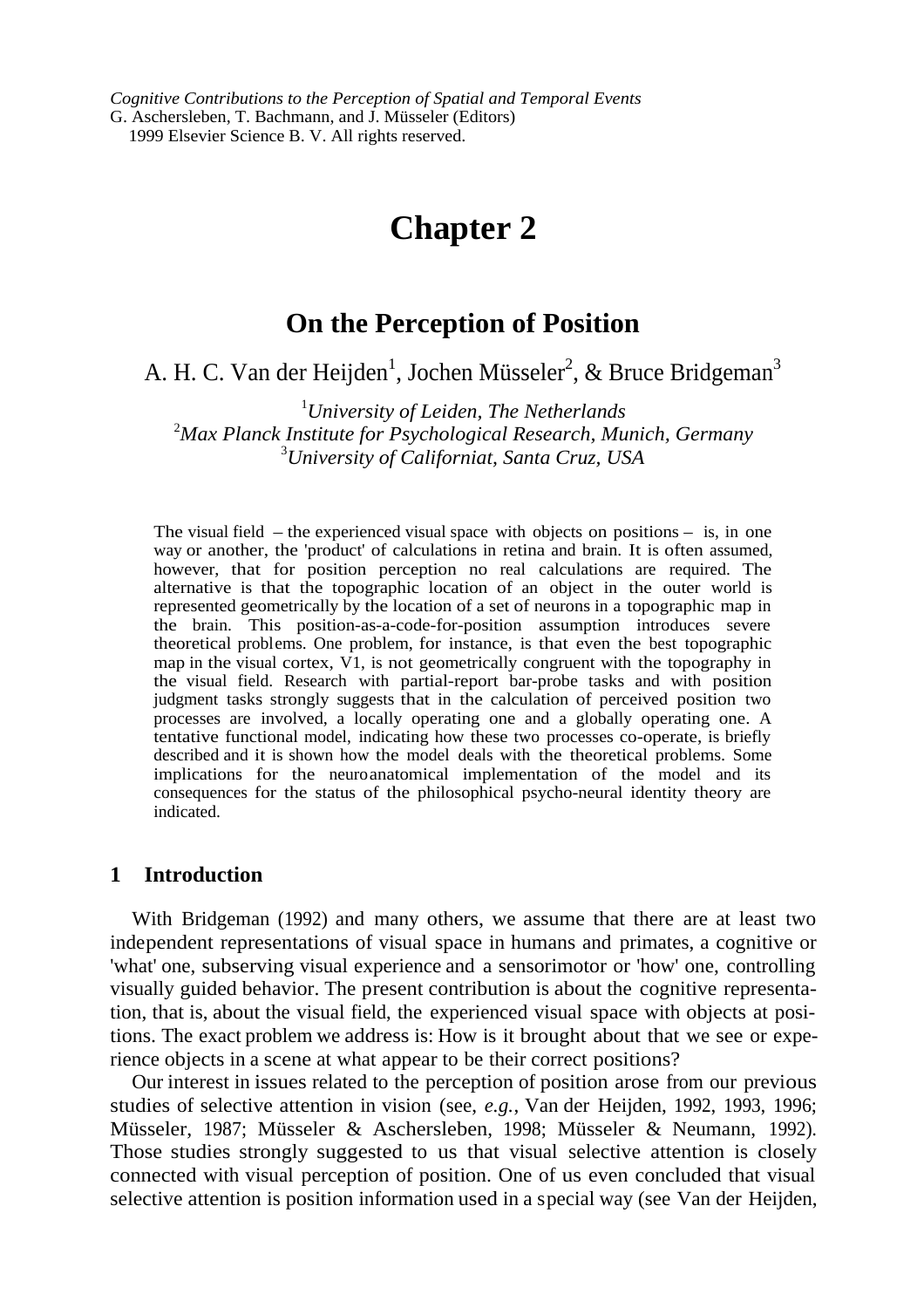*Cognitive Contributions to the Perception of Spatial and Temporal Events*
G. Aschersleben, T. Bachmann, and J. Müsseler (Editors)
1999 Elsevier Science B. V. All rights reserved.

# Chapter 2

## On the Perception of Position

A. H. C. Van der Heijden[1], Jochen Müsseler[2], & Bruce Bridgeman[3]

[1]*University of Leiden, The Netherlands*
[2]*Max Planck Institute for Psychological Research, Munich, Germany*
[3]*University of Californiat, Santa Cruz, USA*

The visual field – the experienced visual space with objects on positions – is, in one way or another, the 'product' of calculations in retina and brain. It is often assumed, however, that for position perception no real calculations are required. The alternative is that the topographic location of an object in the outer world is represented geometrically by the location of a set of neurons in a topographic map in the brain. This position-as-a-code-for-position assumption introduces severe theoretical problems. One problem, for instance, is that even the best topographic map in the visual cortex, V1, is not geometrically congruent with the topography in the visual field. Research with partial-report bar-probe tasks and with position judgment tasks strongly suggests that in the calculation of perceived position two processes are involved, a locally operating one and a globally operating one. A tentative functional model, indicating how these two processes co-operate, is briefly described and it is shown how the model deals with the theoretical problems. Some implications for the neuroanatomical implementation of the model and its consequences for the status of the philosophical psycho-neural identity theory are indicated.

## 1 Introduction

With Bridgeman (1992) and many others, we assume that there are at least two independent representations of visual space in humans and primates, a cognitive or 'what' one, subserving visual experience and a sensorimotor or 'how' one, controlling visually guided behavior. The present contribution is about the cognitive representation, that is, about the visual field, the experienced visual space with objects at positions. The exact problem we address is: How is it brought about that we see or experience objects in a scene at what appear to be their correct positions?

Our interest in issues related to the perception of position arose from our previous studies of selective attention in vision (see, *e.g.*, Van der Heijden, 1992, 1993, 1996; Müsseler, 1987; Müsseler & Aschersleben, 1998; Müsseler & Neumann, 1992). Those studies strongly suggested to us that visual selective attention is closely connected with visual perception of position. One of us even concluded that visual selective attention is position information used in a special way (see Van der Heijden,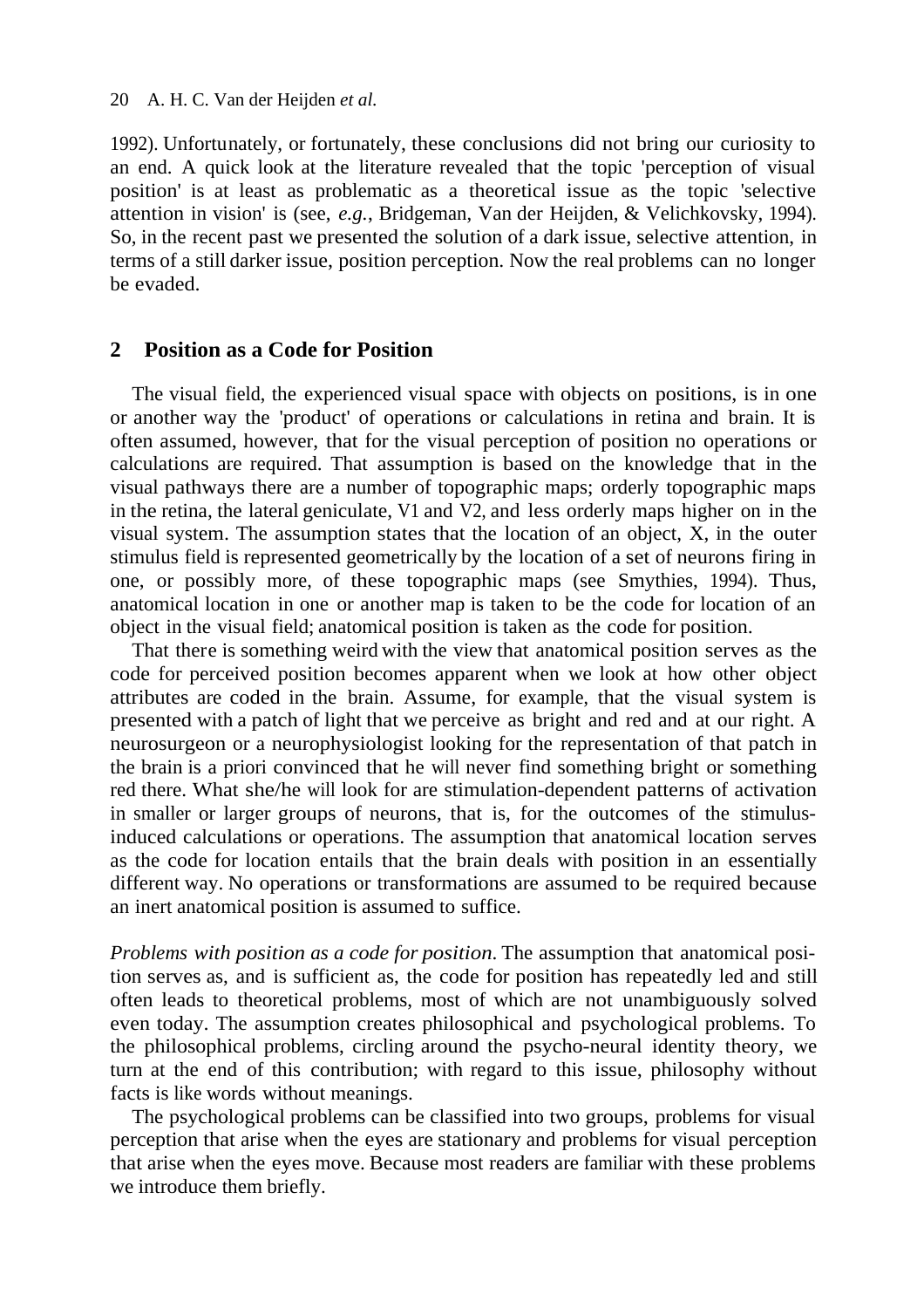1992). Unfortunately, or fortunately, these conclusions did not bring our curiosity to an end. A quick look at the literature revealed that the topic 'perception of visual position' is at least as problematic as a theoretical issue as the topic 'selective attention in vision' is (see, *e.g.*, Bridgeman, Van der Heijden, & Velichkovsky, 1994). So, in the recent past we presented the solution of a dark issue, selective attention, in terms of a still darker issue, position perception. Now the real problems can no longer be evaded.

## 2 Position as a Code for Position

The visual field, the experienced visual space with objects on positions, is in one or another way the 'product' of operations or calculations in retina and brain. It is often assumed, however, that for the visual perception of position no operations or calculations are required. That assumption is based on the knowledge that in the visual pathways there are a number of topographic maps; orderly topographic maps in the retina, the lateral geniculate, V1 and V2, and less orderly maps higher on in the visual system. The assumption states that the location of an object, X, in the outer stimulus field is represented geometrically by the location of a set of neurons firing in one, or possibly more, of these topographic maps (see Smythies, 1994). Thus, anatomical location in one or another map is taken to be the code for location of an object in the visual field; anatomical position is taken as the code for position.

That there is something weird with the view that anatomical position serves as the code for perceived position becomes apparent when we look at how other object attributes are coded in the brain. Assume, for example, that the visual system is presented with a patch of light that we perceive as bright and red and at our right. A neurosurgeon or a neurophysiologist looking for the representation of that patch in the brain is a priori convinced that he will never find something bright or something red there. What she/he will look for are stimulation-dependent patterns of activation in smaller or larger groups of neurons, that is, for the outcomes of the stimulus-induced calculations or operations. The assumption that anatomical location serves as the code for location entails that the brain deals with position in an essentially different way. No operations or transformations are assumed to be required because an inert anatomical position is assumed to suffice.

*Problems with position as a code for position*. The assumption that anatomical position serves as, and is sufficient as, the code for position has repeatedly led and still often leads to theoretical problems, most of which are not unambiguously solved even today. The assumption creates philosophical and psychological problems. To the philosophical problems, circling around the psycho-neural identity theory, we turn at the end of this contribution; with regard to this issue, philosophy without facts is like words without meanings.

The psychological problems can be classified into two groups, problems for visual perception that arise when the eyes are stationary and problems for visual perception that arise when the eyes move. Because most readers are familiar with these problems we introduce them briefly.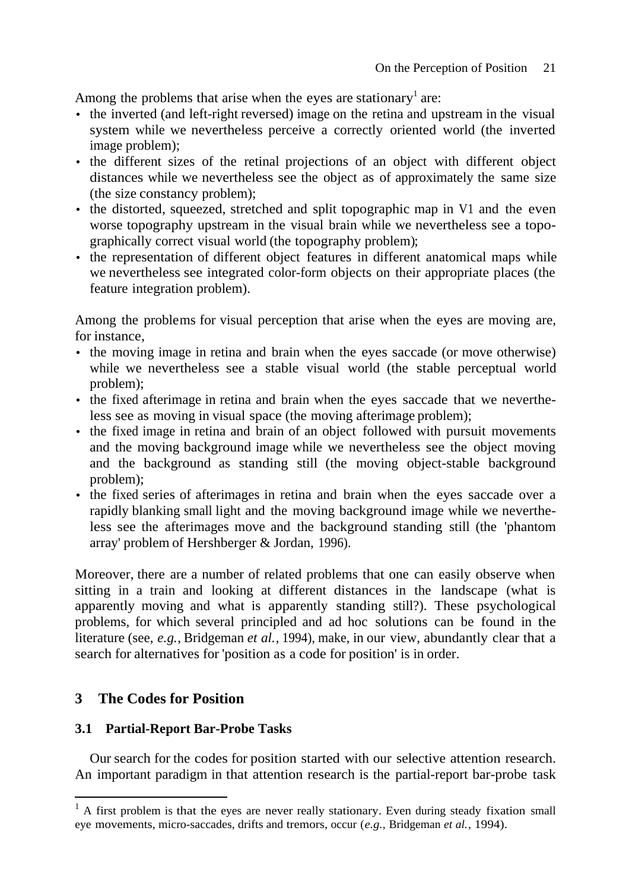Among the problems that arise when the eyes are stationary[1] are:

- the inverted (and left-right reversed) image on the retina and upstream in the visual system while we nevertheless perceive a correctly oriented world (the inverted image problem);
- the different sizes of the retinal projections of an object with different object distances while we nevertheless see the object as of approximately the same size (the size constancy problem);
- the distorted, squeezed, stretched and split topographic map in V1 and the even worse topography upstream in the visual brain while we nevertheless see a topographically correct visual world (the topography problem);
- the representation of different object features in different anatomical maps while we nevertheless see integrated color-form objects on their appropriate places (the feature integration problem).

Among the problems for visual perception that arise when the eyes are moving are, for instance,

- the moving image in retina and brain when the eyes saccade (or move otherwise) while we nevertheless see a stable visual world (the stable perceptual world problem);
- the fixed afterimage in retina and brain when the eyes saccade that we nevertheless see as moving in visual space (the moving afterimage problem);
- the fixed image in retina and brain of an object followed with pursuit movements and the moving background image while we nevertheless see the object moving and the background as standing still (the moving object-stable background problem);
- the fixed series of afterimages in retina and brain when the eyes saccade over a rapidly blanking small light and the moving background image while we nevertheless see the afterimages move and the background standing still (the 'phantom array' problem of Hershberger & Jordan, 1996).

Moreover, there are a number of related problems that one can easily observe when sitting in a train and looking at different distances in the landscape (what is apparently moving and what is apparently standing still?). These psychological problems, for which several principled and ad hoc solutions can be found in the literature (see, *e.g.*, Bridgeman *et al.*, 1994), make, in our view, abundantly clear that a search for alternatives for 'position as a code for position' is in order.

## 3 The Codes for Position

### 3.1 Partial-Report Bar-Probe Tasks

Our search for the codes for position started with our selective attention research. An important paradigm in that attention research is the partial-report bar-probe task

[1] A first problem is that the eyes are never really stationary. Even during steady fixation small eye movements, micro-saccades, drifts and tremors, occur (*e.g.*, Bridgeman *et al.*, 1994).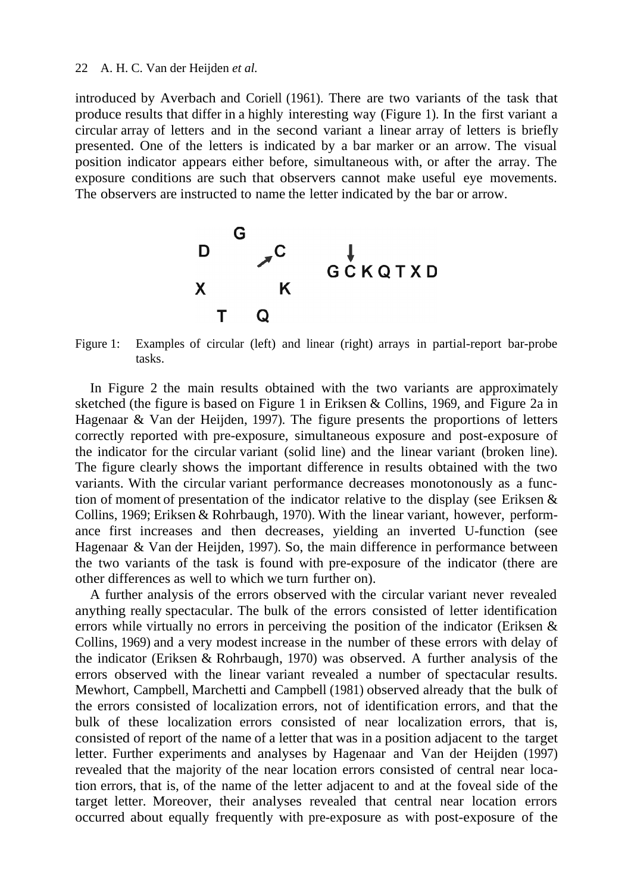introduced by Averbach and Coriell (1961). There are two variants of the task that produce results that differ in a highly interesting way (Figure 1). In the first variant a circular array of letters and in the second variant a linear array of letters is briefly presented. One of the letters is indicated by a bar marker or an arrow. The visual position indicator appears either before, simultaneous with, or after the array. The exposure conditions are such that observers cannot make useful eye movements. The observers are instructed to name the letter indicated by the bar or arrow.

Figure 1: Examples of circular (left) and linear (right) arrays in partial-report bar-probe tasks.

In Figure 2 the main results obtained with the two variants are approximately sketched (the figure is based on Figure 1 in Eriksen & Collins, 1969, and Figure 2a in Hagenaar & Van der Heijden, 1997). The figure presents the proportions of letters correctly reported with pre-exposure, simultaneous exposure and post-exposure of the indicator for the circular variant (solid line) and the linear variant (broken line). The figure clearly shows the important difference in results obtained with the two variants. With the circular variant performance decreases monotonously as a function of moment of presentation of the indicator relative to the display (see Eriksen & Collins, 1969; Eriksen & Rohrbaugh, 1970). With the linear variant, however, performance first increases and then decreases, yielding an inverted U-function (see Hagenaar & Van der Heijden, 1997). So, the main difference in performance between the two variants of the task is found with pre-exposure of the indicator (there are other differences as well to which we turn further on).

A further analysis of the errors observed with the circular variant never revealed anything really spectacular. The bulk of the errors consisted of letter identification errors while virtually no errors in perceiving the position of the indicator (Eriksen & Collins, 1969) and a very modest increase in the number of these errors with delay of the indicator (Eriksen & Rohrbaugh, 1970) was observed. A further analysis of the errors observed with the linear variant revealed a number of spectacular results. Mewhort, Campbell, Marchetti and Campbell (1981) observed already that the bulk of the errors consisted of localization errors, not of identification errors, and that the bulk of these localization errors consisted of near localization errors, that is, consisted of report of the name of a letter that was in a position adjacent to the target letter. Further experiments and analyses by Hagenaar and Van der Heijden (1997) revealed that the majority of the near location errors consisted of central near location errors, that is, of the name of the letter adjacent to and at the foveal side of the target letter. Moreover, their analyses revealed that central near location errors occurred about equally frequently with pre-exposure as with post-exposure of the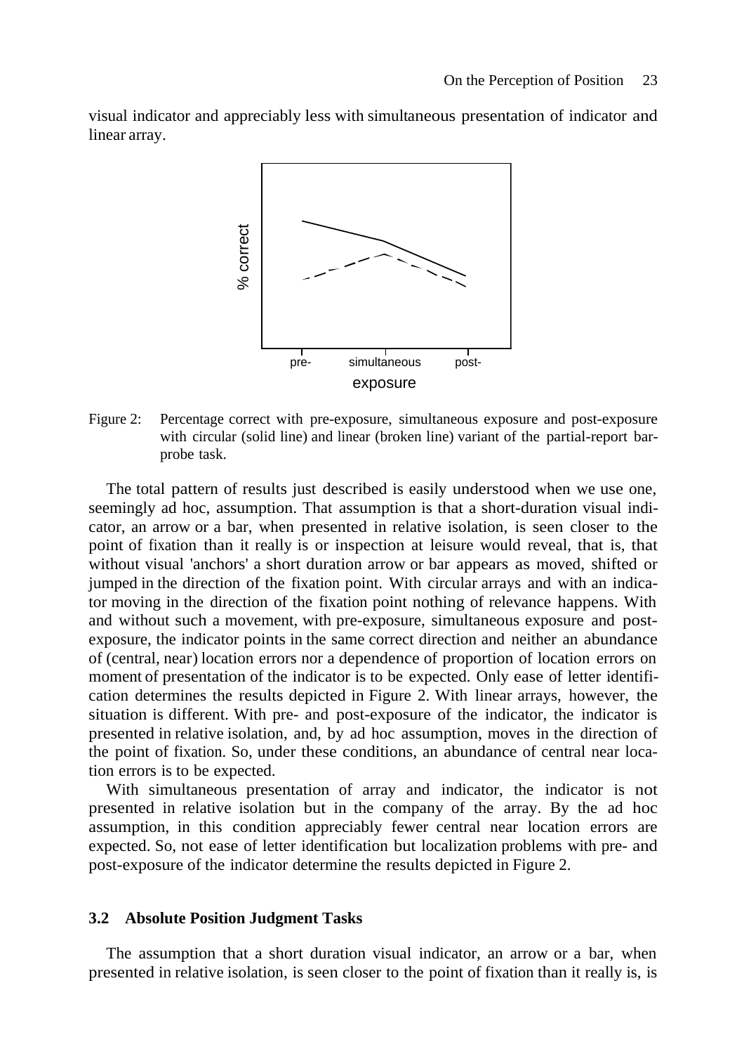visual indicator and appreciably less with simultaneous presentation of indicator and linear array.

% correct

pre- simultaneous post-

exposure

Figure 2: Percentage correct with pre-exposure, simultaneous exposure and post-exposure with circular (solid line) and linear (broken line) variant of the partial-report bar-probe task.

The total pattern of results just described is easily understood when we use one, seemingly ad hoc, assumption. That assumption is that a short-duration visual indicator, an arrow or a bar, when presented in relative isolation, is seen closer to the point of fixation than it really is or inspection at leisure would reveal, that is, that without visual 'anchors' a short duration arrow or bar appears as moved, shifted or jumped in the direction of the fixation point. With circular arrays and with an indicator moving in the direction of the fixation point nothing of relevance happens. With and without such a movement, with pre-exposure, simultaneous exposure and post-exposure, the indicator points in the same correct direction and neither an abundance of (central, near) location errors nor a dependence of proportion of location errors on moment of presentation of the indicator is to be expected. Only ease of letter identification determines the results depicted in Figure 2. With linear arrays, however, the situation is different. With pre- and post-exposure of the indicator, the indicator is presented in relative isolation, and, by ad hoc assumption, moves in the direction of the point of fixation. So, under these conditions, an abundance of central near location errors is to be expected.

With simultaneous presentation of array and indicator, the indicator is not presented in relative isolation but in the company of the array. By the ad hoc assumption, in this condition appreciably fewer central near location errors are expected. So, not ease of letter identification but localization problems with pre- and post-exposure of the indicator determine the results depicted in Figure 2.

### 3.2 Absolute Position Judgment Tasks

The assumption that a short duration visual indicator, an arrow or a bar, when presented in relative isolation, is seen closer to the point of fixation than it really is, is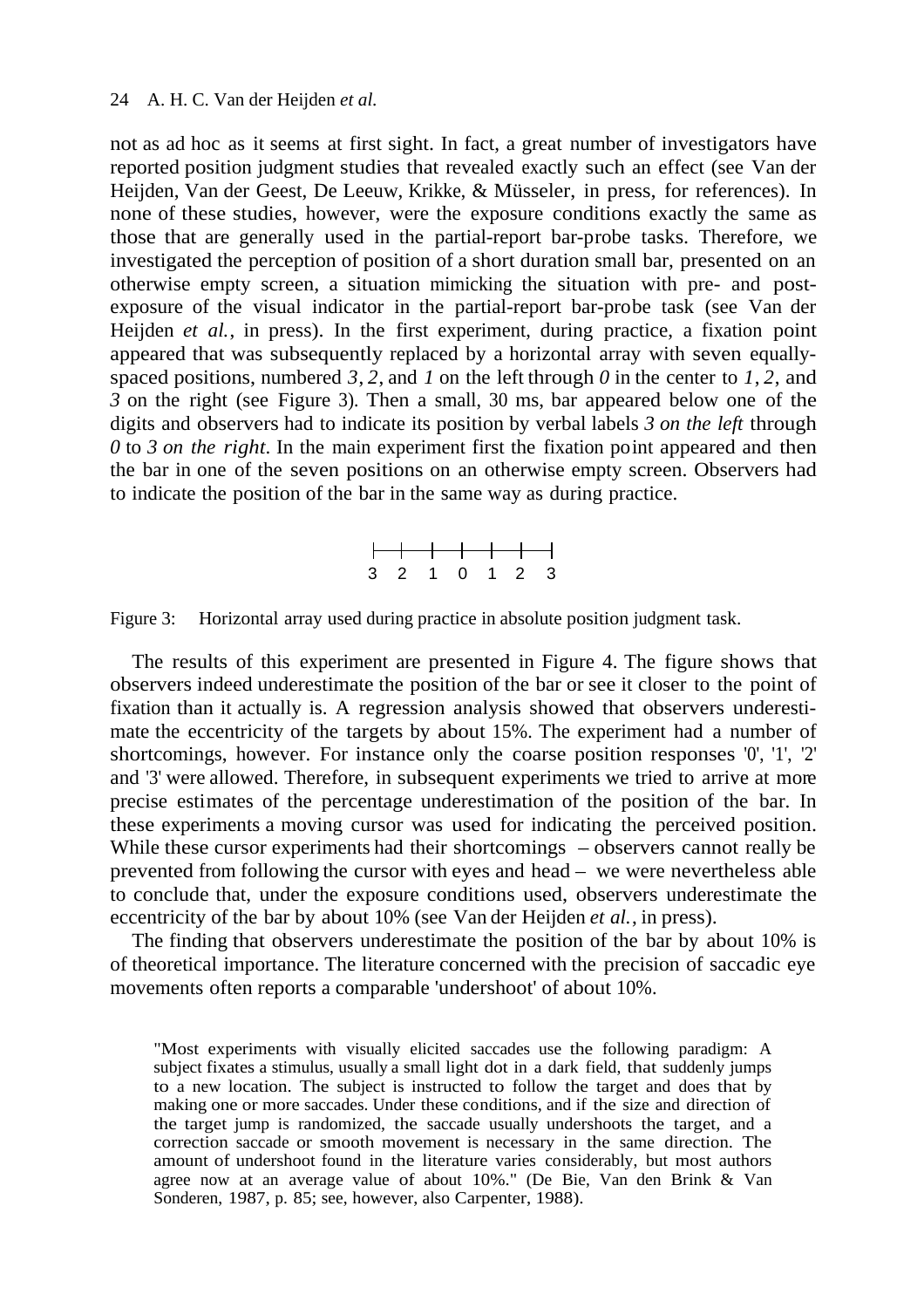not as ad hoc as it seems at first sight. In fact, a great number of investigators have reported position judgment studies that revealed exactly such an effect (see Van der Heijden, Van der Geest, De Leeuw, Krikke, & Müsseler, in press, for references). In none of these studies, however, were the exposure conditions exactly the same as those that are generally used in the partial-report bar-probe tasks. Therefore, we investigated the perception of position of a short duration small bar, presented on an otherwise empty screen, a situation mimicking the situation with pre- and post-exposure of the visual indicator in the partial-report bar-probe task (see Van der Heijden *et al.*, in press). In the first experiment, during practice, a fixation point appeared that was subsequently replaced by a horizontal array with seven equally-spaced positions, numbered *3*, *2*, and *1* on the left through *0* in the center to *1*, *2*, and *3* on the right (see Figure 3). Then a small, 30 ms, bar appeared below one of the digits and observers had to indicate its position by verbal labels *3 on the left* through *0* to *3 on the right*. In the main experiment first the fixation point appeared and then the bar in one of the seven positions on an otherwise empty screen. Observers had to indicate the position of the bar in the same way as during practice.

```
|---|---|---|---|---|---|
3   2   1   0   1   2   3
```

Figure 3: Horizontal array used during practice in absolute position judgment task.

The results of this experiment are presented in Figure 4. The figure shows that observers indeed underestimate the position of the bar or see it closer to the point of fixation than it actually is. A regression analysis showed that observers underestimate the eccentricity of the targets by about 15%. The experiment had a number of shortcomings, however. For instance only the coarse position responses '0', '1', '2' and '3' were allowed. Therefore, in subsequent experiments we tried to arrive at more precise estimates of the percentage underestimation of the position of the bar. In these experiments a moving cursor was used for indicating the perceived position. While these cursor experiments had their shortcomings – observers cannot really be prevented from following the cursor with eyes and head – we were nevertheless able to conclude that, under the exposure conditions used, observers underestimate the eccentricity of the bar by about 10% (see Van der Heijden *et al.*, in press).

The finding that observers underestimate the position of the bar by about 10% is of theoretical importance. The literature concerned with the precision of saccadic eye movements often reports a comparable 'undershoot' of about 10%.

> "Most experiments with visually elicited saccades use the following paradigm: A subject fixates a stimulus, usually a small light dot in a dark field, that suddenly jumps to a new location. The subject is instructed to follow the target and does that by making one or more saccades. Under these conditions, and if the size and direction of the target jump is randomized, the saccade usually undershoots the target, and a correction saccade or smooth movement is necessary in the same direction. The amount of undershoot found in the literature varies considerably, but most authors agree now at an average value of about 10%." (De Bie, Van den Brink & Van Sonderen, 1987, p. 85; see, however, also Carpenter, 1988).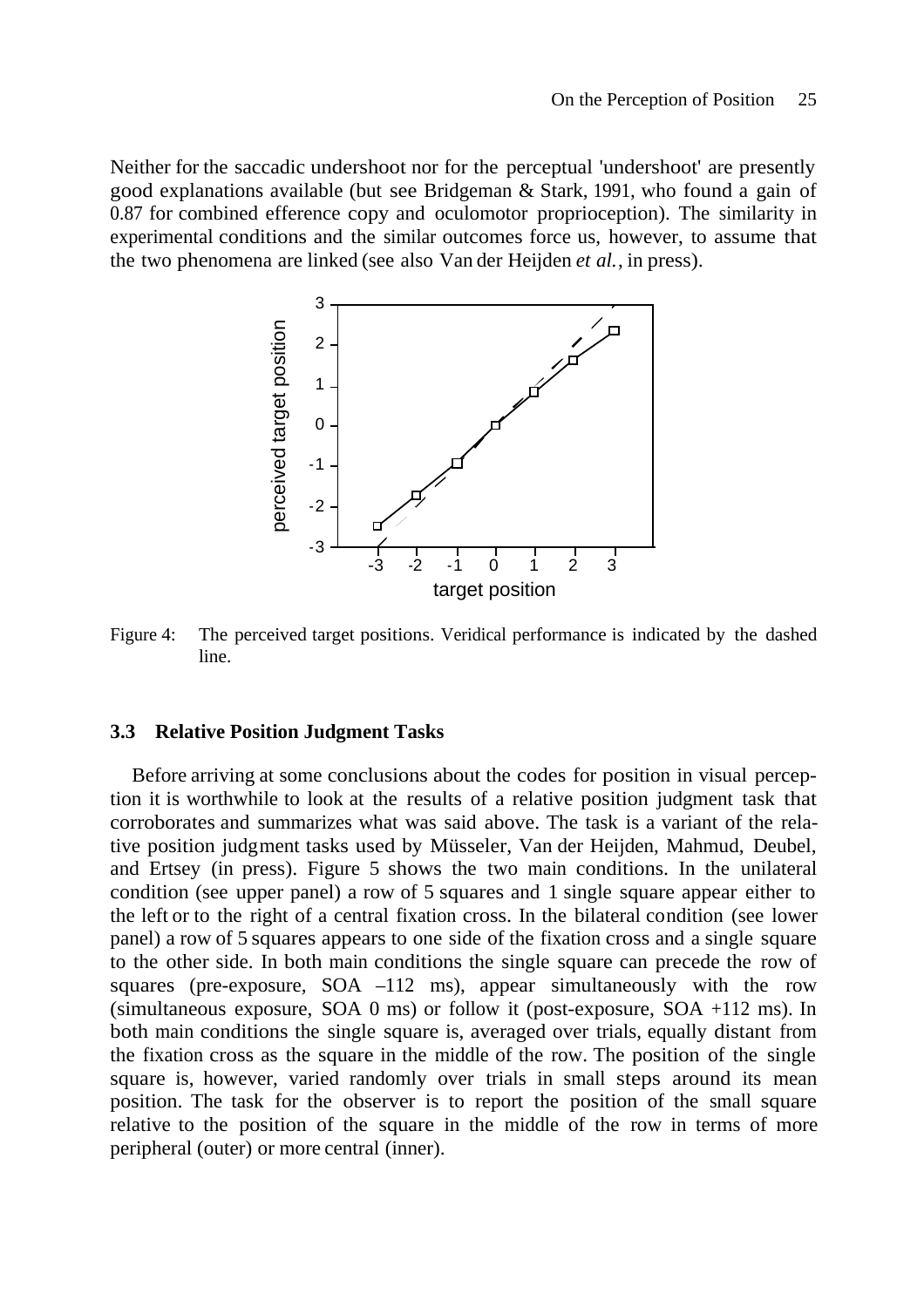Neither for the saccadic undershoot nor for the perceptual 'undershoot' are presently good explanations available (but see Bridgeman & Stark, 1991, who found a gain of 0.87 for combined efference copy and oculomotor proprioception). The similarity in experimental conditions and the similar outcomes force us, however, to assume that the two phenomena are linked (see also Van der Heijden *et al.*, in press).

Figure 4: The perceived target positions. Veridical performance is indicated by the dashed line.

### 3.3 Relative Position Judgment Tasks

Before arriving at some conclusions about the codes for position in visual perception it is worthwhile to look at the results of a relative position judgment task that corroborates and summarizes what was said above. The task is a variant of the relative position judgment tasks used by Müsseler, Van der Heijden, Mahmud, Deubel, and Ertsey (in press). Figure 5 shows the two main conditions. In the unilateral condition (see upper panel) a row of 5 squares and 1 single square appear either to the left or to the right of a central fixation cross. In the bilateral condition (see lower panel) a row of 5 squares appears to one side of the fixation cross and a single square to the other side. In both main conditions the single square can precede the row of squares (pre-exposure, SOA –112 ms), appear simultaneously with the row (simultaneous exposure, SOA 0 ms) or follow it (post-exposure, SOA +112 ms). In both main conditions the single square is, averaged over trials, equally distant from the fixation cross as the square in the middle of the row. The position of the single square is, however, varied randomly over trials in small steps around its mean position. The task for the observer is to report the position of the small square relative to the position of the square in the middle of the row in terms of more peripheral (outer) or more central (inner).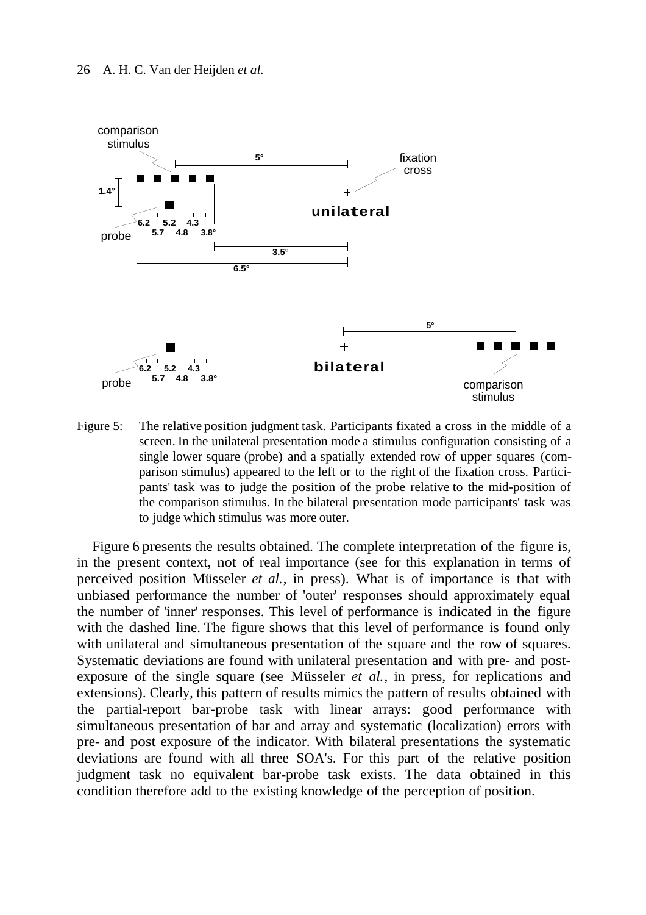Figure 5: The relative position judgment task. Participants fixated a cross in the middle of a screen. In the unilateral presentation mode a stimulus configuration consisting of a single lower square (probe) and a spatially extended row of upper squares (comparison stimulus) appeared to the left or to the right of the fixation cross. Participants' task was to judge the position of the probe relative to the mid-position of the comparison stimulus. In the bilateral presentation mode participants' task was to judge which stimulus was more outer.

Figure 6 presents the results obtained. The complete interpretation of the figure is, in the present context, not of real importance (see for this explanation in terms of perceived position Müsseler *et al.*, in press). What is of importance is that with unbiased performance the number of 'outer' responses should approximately equal the number of 'inner' responses. This level of performance is indicated in the figure with the dashed line. The figure shows that this level of performance is found only with unilateral and simultaneous presentation of the square and the row of squares. Systematic deviations are found with unilateral presentation and with pre- and post-exposure of the single square (see Müsseler *et al.*, in press, for replications and extensions). Clearly, this pattern of results mimics the pattern of results obtained with the partial-report bar-probe task with linear arrays: good performance with simultaneous presentation of bar and array and systematic (localization) errors with pre- and post exposure of the indicator. With bilateral presentations the systematic deviations are found with all three SOA's. For this part of the relative position judgment task no equivalent bar-probe task exists. The data obtained in this condition therefore add to the existing knowledge of the perception of position.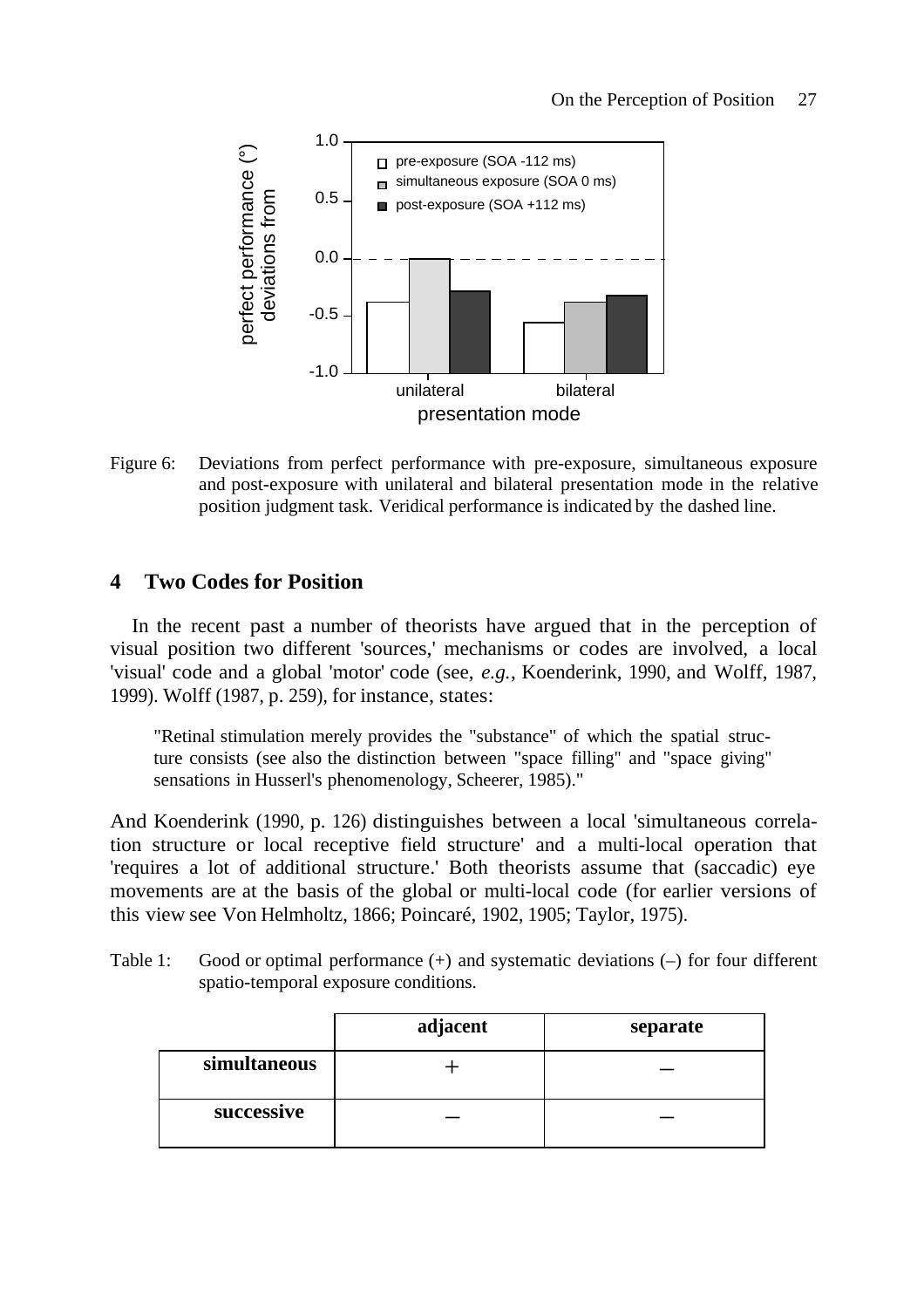Figure 6: Deviations from perfect performance with pre-exposure, simultaneous exposure and post-exposure with unilateral and bilateral presentation mode in the relative position judgment task. Veridical performance is indicated by the dashed line.

## 4 Two Codes for Position

In the recent past a number of theorists have argued that in the perception of visual position two different 'sources,' mechanisms or codes are involved, a local 'visual' code and a global 'motor' code (see, *e.g.*, Koenderink, 1990, and Wolff, 1987, 1999). Wolff (1987, p. 259), for instance, states:

> "Retinal stimulation merely provides the "substance" of which the spatial structure consists (see also the distinction between "space filling" and "space giving" sensations in Husserl's phenomenology, Scheerer, 1985)."

And Koenderink (1990, p. 126) distinguishes between a local 'simultaneous correlation structure or local receptive field structure' and a multi-local operation that 'requires a lot of additional structure.' Both theorists assume that (saccadic) eye movements are at the basis of the global or multi-local code (for earlier versions of this view see Von Helmholtz, 1866; Poincaré, 1902, 1905; Taylor, 1975).

Table 1: Good or optimal performance (+) and systematic deviations (–) for four different spatio-temporal exposure conditions.

| | **adjacent** | **separate** |
|---|---|---|
| **simultaneous** | + | – |
| **successive** | – | – |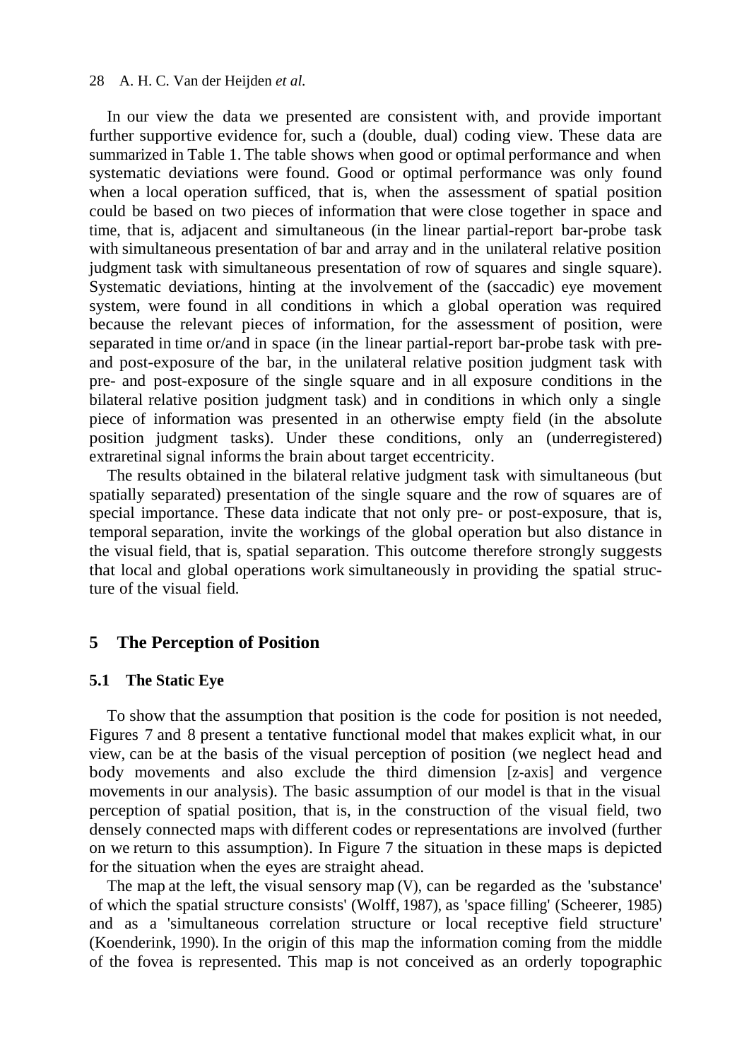In our view the data we presented are consistent with, and provide important further supportive evidence for, such a (double, dual) coding view. These data are summarized in Table 1. The table shows when good or optimal performance and when systematic deviations were found. Good or optimal performance was only found when a local operation sufficed, that is, when the assessment of spatial position could be based on two pieces of information that were close together in space and time, that is, adjacent and simultaneous (in the linear partial-report bar-probe task with simultaneous presentation of bar and array and in the unilateral relative position judgment task with simultaneous presentation of row of squares and single square). Systematic deviations, hinting at the involvement of the (saccadic) eye movement system, were found in all conditions in which a global operation was required because the relevant pieces of information, for the assessment of position, were separated in time or/and in space (in the linear partial-report bar-probe task with pre- and post-exposure of the bar, in the unilateral relative position judgment task with pre- and post-exposure of the single square and in all exposure conditions in the bilateral relative position judgment task) and in conditions in which only a single piece of information was presented in an otherwise empty field (in the absolute position judgment tasks). Under these conditions, only an (underregistered) extraretinal signal informs the brain about target eccentricity.

The results obtained in the bilateral relative judgment task with simultaneous (but spatially separated) presentation of the single square and the row of squares are of special importance. These data indicate that not only pre- or post-exposure, that is, temporal separation, invite the workings of the global operation but also distance in the visual field, that is, spatial separation. This outcome therefore strongly suggests that local and global operations work simultaneously in providing the spatial structure of the visual field.

## 5 The Perception of Position

### 5.1 The Static Eye

To show that the assumption that position is the code for position is not needed, Figures 7 and 8 present a tentative functional model that makes explicit what, in our view, can be at the basis of the visual perception of position (we neglect head and body movements and also exclude the third dimension [z-axis] and vergence movements in our analysis). The basic assumption of our model is that in the visual perception of spatial position, that is, in the construction of the visual field, two densely connected maps with different codes or representations are involved (further on we return to this assumption). In Figure 7 the situation in these maps is depicted for the situation when the eyes are straight ahead.

The map at the left, the visual sensory map (V), can be regarded as the 'substance' of which the spatial structure consists' (Wolff, 1987), as 'space filling' (Scheerer, 1985) and as a 'simultaneous correlation structure or local receptive field structure' (Koenderink, 1990). In the origin of this map the information coming from the middle of the fovea is represented. This map is not conceived as an orderly topographic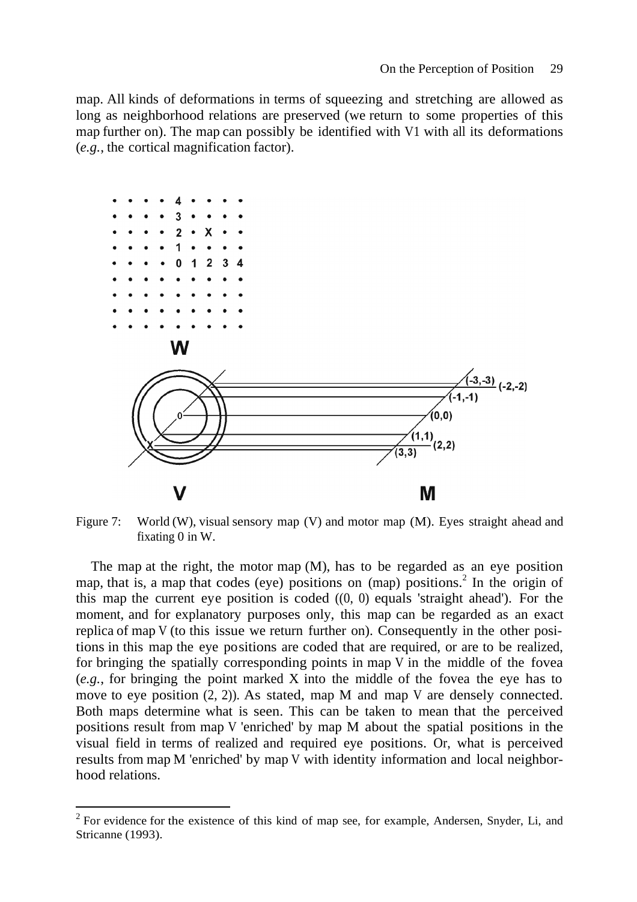map. All kinds of deformations in terms of squeezing and stretching are allowed as long as neighborhood relations are preserved (we return to some properties of this map further on). The map can possibly be identified with V1 with all its deformations (*e.g.*, the cortical magnification factor).

Figure 7: World (W), visual sensory map (V) and motor map (M). Eyes straight ahead and fixating 0 in W.

The map at the right, the motor map (M), has to be regarded as an eye position map, that is, a map that codes (eye) positions on (map) positions.[2] In the origin of this map the current eye position is coded ((0, 0) equals 'straight ahead'). For the moment, and for explanatory purposes only, this map can be regarded as an exact replica of map V (to this issue we return further on). Consequently in the other positions in this map the eye positions are coded that are required, or are to be realized, for bringing the spatially corresponding points in map V in the middle of the fovea (*e.g.*, for bringing the point marked X into the middle of the fovea the eye has to move to eye position (2, 2)). As stated, map M and map V are densely connected. Both maps determine what is seen. This can be taken to mean that the perceived positions result from map V 'enriched' by map M about the spatial positions in the visual field in terms of realized and required eye positions. Or, what is perceived results from map M 'enriched' by map V with identity information and local neighborhood relations.

[2] For evidence for the existence of this kind of map see, for example, Andersen, Snyder, Li, and Stricanne (1993).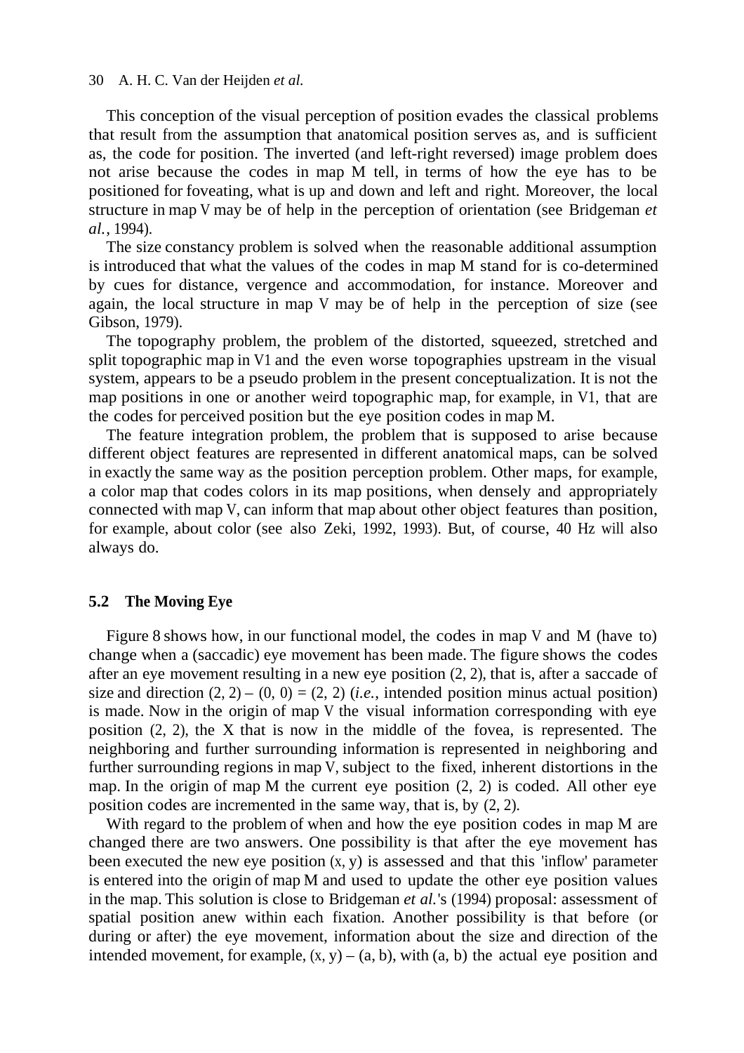This conception of the visual perception of position evades the classical problems that result from the assumption that anatomical position serves as, and is sufficient as, the code for position. The inverted (and left-right reversed) image problem does not arise because the codes in map M tell, in terms of how the eye has to be positioned for foveating, what is up and down and left and right. Moreover, the local structure in map V may be of help in the perception of orientation (see Bridgeman *et al.*, 1994).

The size constancy problem is solved when the reasonable additional assumption is introduced that what the values of the codes in map M stand for is co-determined by cues for distance, vergence and accommodation, for instance. Moreover and again, the local structure in map V may be of help in the perception of size (see Gibson, 1979).

The topography problem, the problem of the distorted, squeezed, stretched and split topographic map in V1 and the even worse topographies upstream in the visual system, appears to be a pseudo problem in the present conceptualization. It is not the map positions in one or another weird topographic map, for example, in V1, that are the codes for perceived position but the eye position codes in map M.

The feature integration problem, the problem that is supposed to arise because different object features are represented in different anatomical maps, can be solved in exactly the same way as the position perception problem. Other maps, for example, a color map that codes colors in its map positions, when densely and appropriately connected with map V, can inform that map about other object features than position, for example, about color (see also Zeki, 1992, 1993). But, of course, 40 Hz will also always do.

## 5.2 The Moving Eye

Figure 8 shows how, in our functional model, the codes in map V and M (have to) change when a (saccadic) eye movement has been made. The figure shows the codes after an eye movement resulting in a new eye position (2, 2), that is, after a saccade of size and direction (2, 2) – (0, 0) = (2, 2) (*i.e.*, intended position minus actual position) is made. Now in the origin of map V the visual information corresponding with eye position (2, 2), the X that is now in the middle of the fovea, is represented. The neighboring and further surrounding information is represented in neighboring and further surrounding regions in map V, subject to the fixed, inherent distortions in the map. In the origin of map M the current eye position (2, 2) is coded. All other eye position codes are incremented in the same way, that is, by (2, 2).

With regard to the problem of when and how the eye position codes in map M are changed there are two answers. One possibility is that after the eye movement has been executed the new eye position (x, y) is assessed and that this 'inflow' parameter is entered into the origin of map M and used to update the other eye position values in the map. This solution is close to Bridgeman *et al.*'s (1994) proposal: assessment of spatial position anew within each fixation. Another possibility is that before (or during or after) the eye movement, information about the size and direction of the intended movement, for example, (x, y) – (a, b), with (a, b) the actual eye position and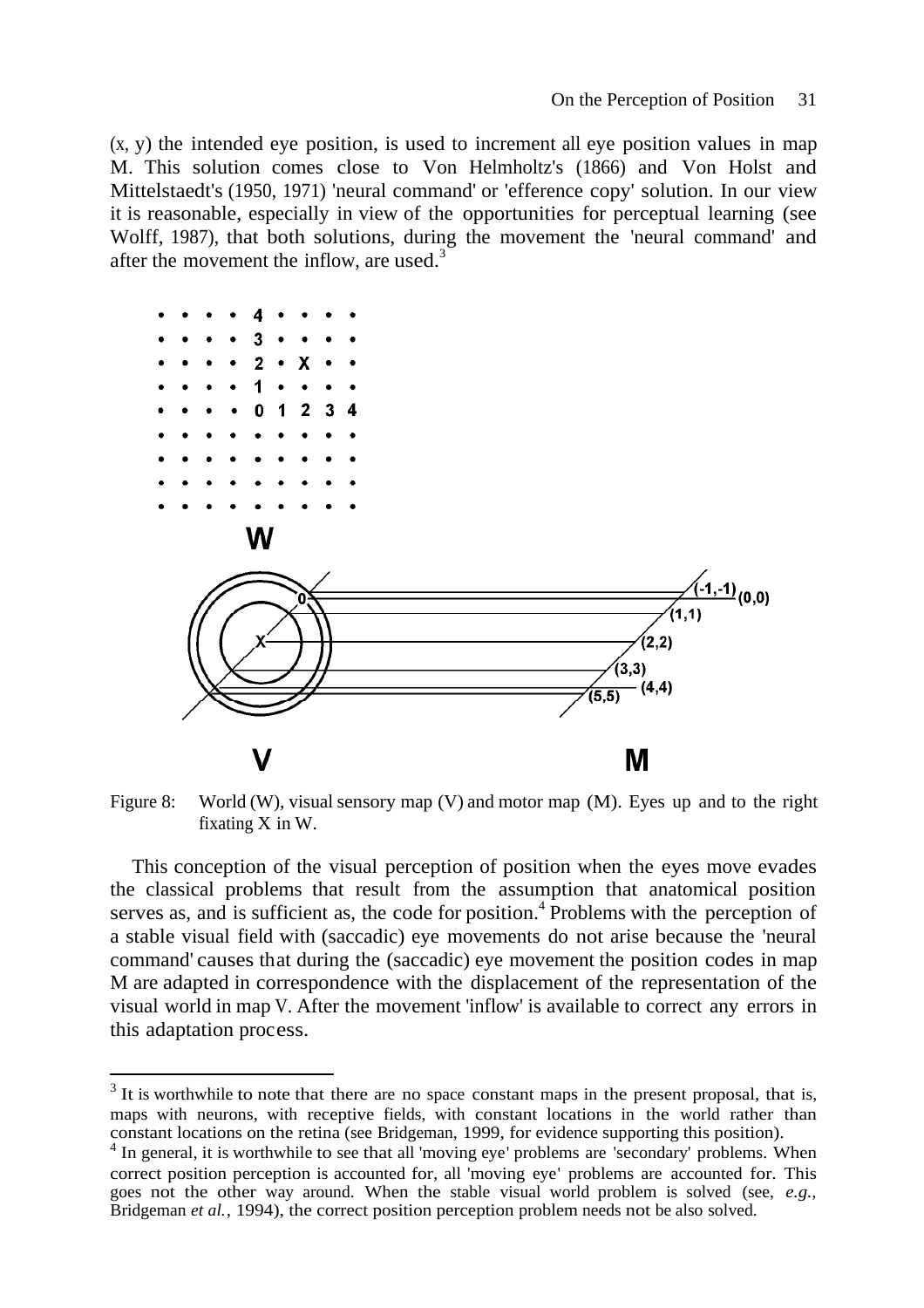(x, y) the intended eye position, is used to increment all eye position values in map M. This solution comes close to Von Helmholtz's (1866) and Von Holst and Mittelstaedt's (1950, 1971) 'neural command' or 'efference copy' solution. In our view it is reasonable, especially in view of the opportunities for perceptual learning (see Wolff, 1987), that both solutions, during the movement the 'neural command' and after the movement the inflow, are used.[3]

Figure 8: World (W), visual sensory map (V) and motor map (M). Eyes up and to the right fixating X in W.

This conception of the visual perception of position when the eyes move evades the classical problems that result from the assumption that anatomical position serves as, and is sufficient as, the code for position.[4] Problems with the perception of a stable visual field with (saccadic) eye movements do not arise because the 'neural command' causes that during the (saccadic) eye movement the position codes in map M are adapted in correspondence with the displacement of the representation of the visual world in map V. After the movement 'inflow' is available to correct any errors in this adaptation process.

---

[3] It is worthwhile to note that there are no space constant maps in the present proposal, that is, maps with neurons, with receptive fields, with constant locations in the world rather than constant locations on the retina (see Bridgeman, 1999, for evidence supporting this position).

[4] In general, it is worthwhile to see that all 'moving eye' problems are 'secondary' problems. When correct position perception is accounted for, all 'moving eye' problems are accounted for. This goes not the other way around. When the stable visual world problem is solved (see, *e.g.*, Bridgeman *et al.*, 1994), the correct position perception problem needs not be also solved.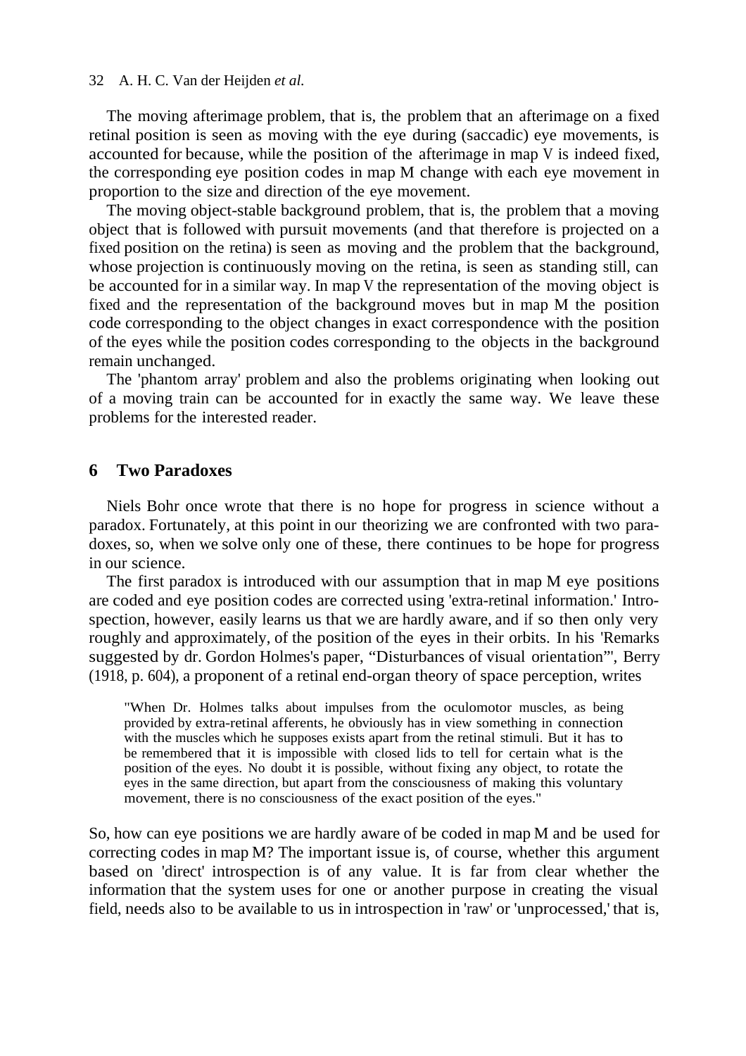The moving afterimage problem, that is, the problem that an afterimage on a fixed retinal position is seen as moving with the eye during (saccadic) eye movements, is accounted for because, while the position of the afterimage in map V is indeed fixed, the corresponding eye position codes in map M change with each eye movement in proportion to the size and direction of the eye movement.

The moving object-stable background problem, that is, the problem that a moving object that is followed with pursuit movements (and that therefore is projected on a fixed position on the retina) is seen as moving and the problem that the background, whose projection is continuously moving on the retina, is seen as standing still, can be accounted for in a similar way. In map V the representation of the moving object is fixed and the representation of the background moves but in map M the position code corresponding to the object changes in exact correspondence with the position of the eyes while the position codes corresponding to the objects in the background remain unchanged.

The 'phantom array' problem and also the problems originating when looking out of a moving train can be accounted for in exactly the same way. We leave these problems for the interested reader.

## 6 Two Paradoxes

Niels Bohr once wrote that there is no hope for progress in science without a paradox. Fortunately, at this point in our theorizing we are confronted with two paradoxes, so, when we solve only one of these, there continues to be hope for progress in our science.

The first paradox is introduced with our assumption that in map M eye positions are coded and eye position codes are corrected using 'extra-retinal information.' Introspection, however, easily learns us that we are hardly aware, and if so then only very roughly and approximately, of the position of the eyes in their orbits. In his 'Remarks suggested by dr. Gordon Holmes's paper, "Disturbances of visual orientation"', Berry (1918, p. 604), a proponent of a retinal end-organ theory of space perception, writes

> "When Dr. Holmes talks about impulses from the oculomotor muscles, as being provided by extra-retinal afferents, he obviously has in view something in connection with the muscles which he supposes exists apart from the retinal stimuli. But it has to be remembered that it is impossible with closed lids to tell for certain what is the position of the eyes. No doubt it is possible, without fixing any object, to rotate the eyes in the same direction, but apart from the consciousness of making this voluntary movement, there is no consciousness of the exact position of the eyes."

So, how can eye positions we are hardly aware of be coded in map M and be used for correcting codes in map M? The important issue is, of course, whether this argument based on 'direct' introspection is of any value. It is far from clear whether the information that the system uses for one or another purpose in creating the visual field, needs also to be available to us in introspection in 'raw' or 'unprocessed,' that is,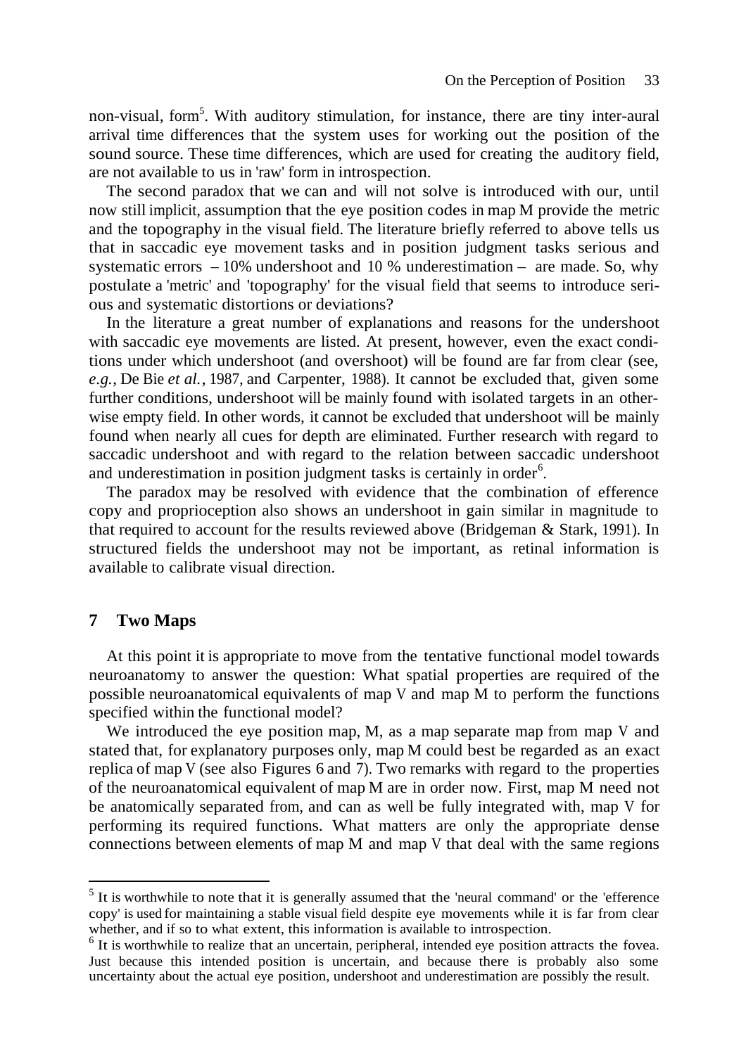non-visual, form[5]. With auditory stimulation, for instance, there are tiny inter-aural arrival time differences that the system uses for working out the position of the sound source. These time differences, which are used for creating the auditory field, are not available to us in 'raw' form in introspection.

The second paradox that we can and will not solve is introduced with our, until now still implicit, assumption that the eye position codes in map M provide the metric and the topography in the visual field. The literature briefly referred to above tells us that in saccadic eye movement tasks and in position judgment tasks serious and systematic errors – 10% undershoot and 10 % underestimation – are made. So, why postulate a 'metric' and 'topography' for the visual field that seems to introduce serious and systematic distortions or deviations?

In the literature a great number of explanations and reasons for the undershoot with saccadic eye movements are listed. At present, however, even the exact conditions under which undershoot (and overshoot) will be found are far from clear (see, *e.g.*, De Bie *et al.*, 1987, and Carpenter, 1988). It cannot be excluded that, given some further conditions, undershoot will be mainly found with isolated targets in an otherwise empty field. In other words, it cannot be excluded that undershoot will be mainly found when nearly all cues for depth are eliminated. Further research with regard to saccadic undershoot and with regard to the relation between saccadic undershoot and underestimation in position judgment tasks is certainly in order[6].

The paradox may be resolved with evidence that the combination of efference copy and proprioception also shows an undershoot in gain similar in magnitude to that required to account for the results reviewed above (Bridgeman & Stark, 1991). In structured fields the undershoot may not be important, as retinal information is available to calibrate visual direction.

## 7 Two Maps

At this point it is appropriate to move from the tentative functional model towards neuroanatomy to answer the question: What spatial properties are required of the possible neuroanatomical equivalents of map V and map M to perform the functions specified within the functional model?

We introduced the eye position map, M, as a map separate map from map V and stated that, for explanatory purposes only, map M could best be regarded as an exact replica of map V (see also Figures 6 and 7). Two remarks with regard to the properties of the neuroanatomical equivalent of map M are in order now. First, map M need not be anatomically separated from, and can as well be fully integrated with, map V for performing its required functions. What matters are only the appropriate dense connections between elements of map M and map V that deal with the same regions

---

[5] It is worthwhile to note that it is generally assumed that the 'neural command' or the 'efference copy' is used for maintaining a stable visual field despite eye movements while it is far from clear whether, and if so to what extent, this information is available to introspection.

[6] It is worthwhile to realize that an uncertain, peripheral, intended eye position attracts the fovea. Just because this intended position is uncertain, and because there is probably also some uncertainty about the actual eye position, undershoot and underestimation are possibly the result.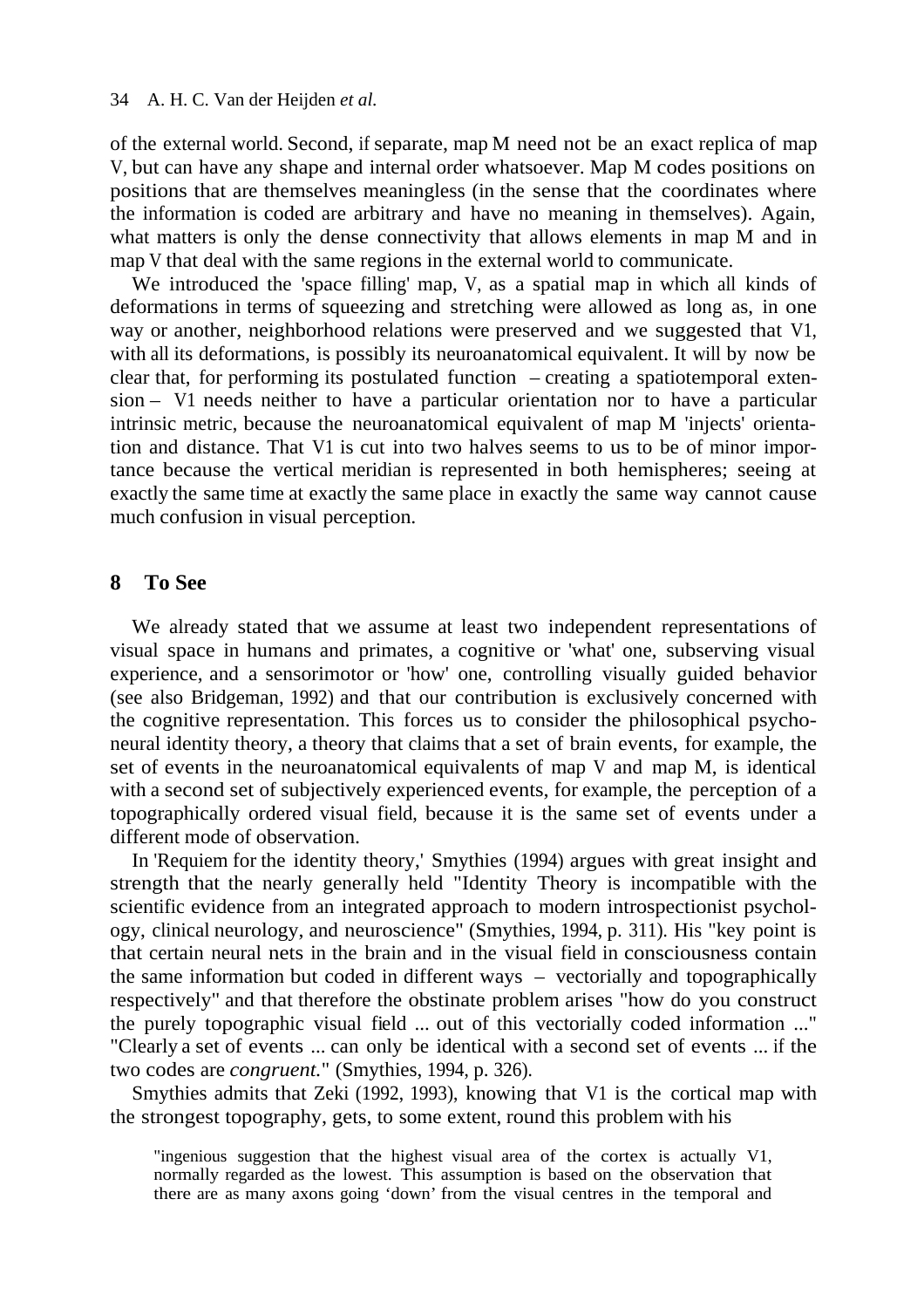of the external world. Second, if separate, map M need not be an exact replica of map V, but can have any shape and internal order whatsoever. Map M codes positions on positions that are themselves meaningless (in the sense that the coordinates where the information is coded are arbitrary and have no meaning in themselves). Again, what matters is only the dense connectivity that allows elements in map M and in map V that deal with the same regions in the external world to communicate.

We introduced the 'space filling' map, V, as a spatial map in which all kinds of deformations in terms of squeezing and stretching were allowed as long as, in one way or another, neighborhood relations were preserved and we suggested that V1, with all its deformations, is possibly its neuroanatomical equivalent. It will by now be clear that, for performing its postulated function – creating a spatiotemporal extension – V1 needs neither to have a particular orientation nor to have a particular intrinsic metric, because the neuroanatomical equivalent of map M 'injects' orientation and distance. That V1 is cut into two halves seems to us to be of minor importance because the vertical meridian is represented in both hemispheres; seeing at exactly the same time at exactly the same place in exactly the same way cannot cause much confusion in visual perception.

## 8 To See

We already stated that we assume at least two independent representations of visual space in humans and primates, a cognitive or 'what' one, subserving visual experience, and a sensorimotor or 'how' one, controlling visually guided behavior (see also Bridgeman, 1992) and that our contribution is exclusively concerned with the cognitive representation. This forces us to consider the philosophical psychoneural identity theory, a theory that claims that a set of brain events, for example, the set of events in the neuroanatomical equivalents of map V and map M, is identical with a second set of subjectively experienced events, for example, the perception of a topographically ordered visual field, because it is the same set of events under a different mode of observation.

In 'Requiem for the identity theory,' Smythies (1994) argues with great insight and strength that the nearly generally held "Identity Theory is incompatible with the scientific evidence from an integrated approach to modern introspectionist psychology, clinical neurology, and neuroscience" (Smythies, 1994, p. 311). His "key point is that certain neural nets in the brain and in the visual field in consciousness contain the same information but coded in different ways – vectorially and topographically respectively" and that therefore the obstinate problem arises "how do you construct the purely topographic visual field ... out of this vectorially coded information ..." "Clearly a set of events ... can only be identical with a second set of events ... if the two codes are *congruent*." (Smythies, 1994, p. 326).

Smythies admits that Zeki (1992, 1993), knowing that V1 is the cortical map with the strongest topography, gets, to some extent, round this problem with his

> "ingenious suggestion that the highest visual area of the cortex is actually V1, normally regarded as the lowest. This assumption is based on the observation that there are as many axons going 'down' from the visual centres in the temporal and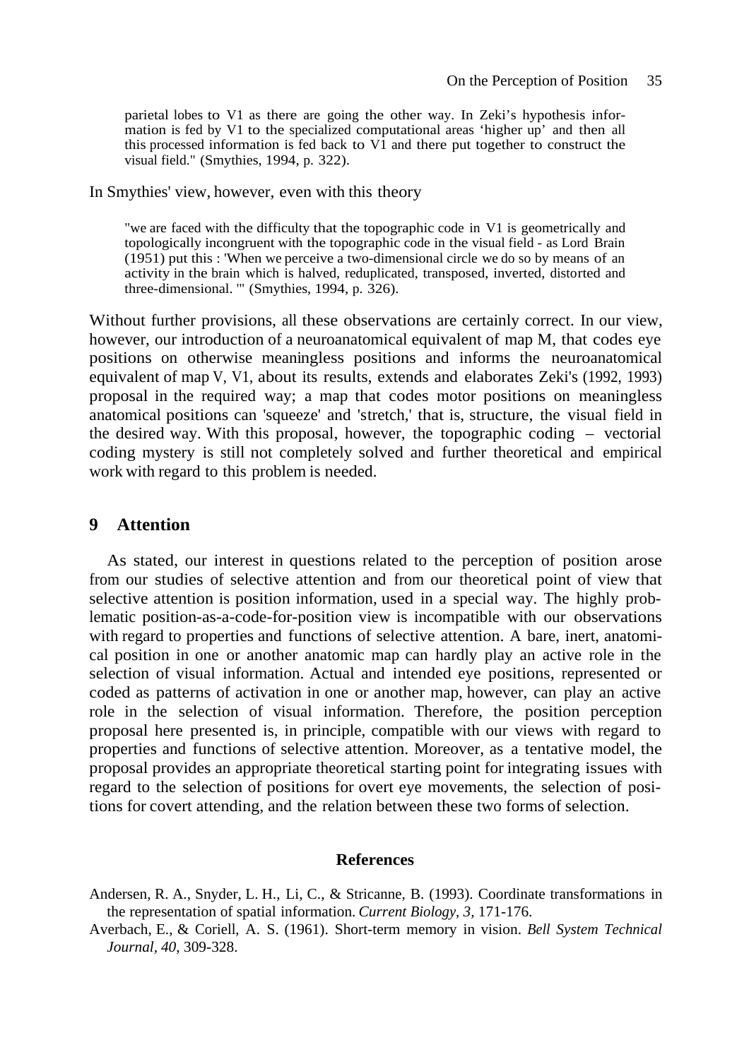> parietal lobes to V1 as there are going the other way. In Zeki's hypothesis information is fed by V1 to the specialized computational areas 'higher up' and then all this processed information is fed back to V1 and there put together to construct the visual field." (Smythies, 1994, p. 322).

In Smythies' view, however, even with this theory

> "we are faced with the difficulty that the topographic code in V1 is geometrically and topologically incongruent with the topographic code in the visual field - as Lord Brain (1951) put this : 'When we perceive a two-dimensional circle we do so by means of an activity in the brain which is halved, reduplicated, transposed, inverted, distorted and three-dimensional. '" (Smythies, 1994, p. 326).

Without further provisions, all these observations are certainly correct. In our view, however, our introduction of a neuroanatomical equivalent of map M, that codes eye positions on otherwise meaningless positions and informs the neuroanatomical equivalent of map V, V1, about its results, extends and elaborates Zeki's (1992, 1993) proposal in the required way; a map that codes motor positions on meaningless anatomical positions can 'squeeze' and 'stretch,' that is, structure, the visual field in the desired way. With this proposal, however, the topographic coding – vectorial coding mystery is still not completely solved and further theoretical and empirical work with regard to this problem is needed.

## 9 Attention

As stated, our interest in questions related to the perception of position arose from our studies of selective attention and from our theoretical point of view that selective attention is position information, used in a special way. The highly problematic position-as-a-code-for-position view is incompatible with our observations with regard to properties and functions of selective attention. A bare, inert, anatomical position in one or another anatomic map can hardly play an active role in the selection of visual information. Actual and intended eye positions, represented or coded as patterns of activation in one or another map, however, can play an active role in the selection of visual information. Therefore, the position perception proposal here presented is, in principle, compatible with our views with regard to properties and functions of selective attention. Moreover, as a tentative model, the proposal provides an appropriate theoretical starting point for integrating issues with regard to the selection of positions for overt eye movements, the selection of positions for covert attending, and the relation between these two forms of selection.

## References

Andersen, R. A., Snyder, L. H., Li, C., & Stricanne, B. (1993). Coordinate transformations in the representation of spatial information. *Current Biology, 3,* 171-176.

Averbach, E., & Coriell, A. S. (1961). Short-term memory in vision. *Bell System Technical Journal, 40,* 309-328.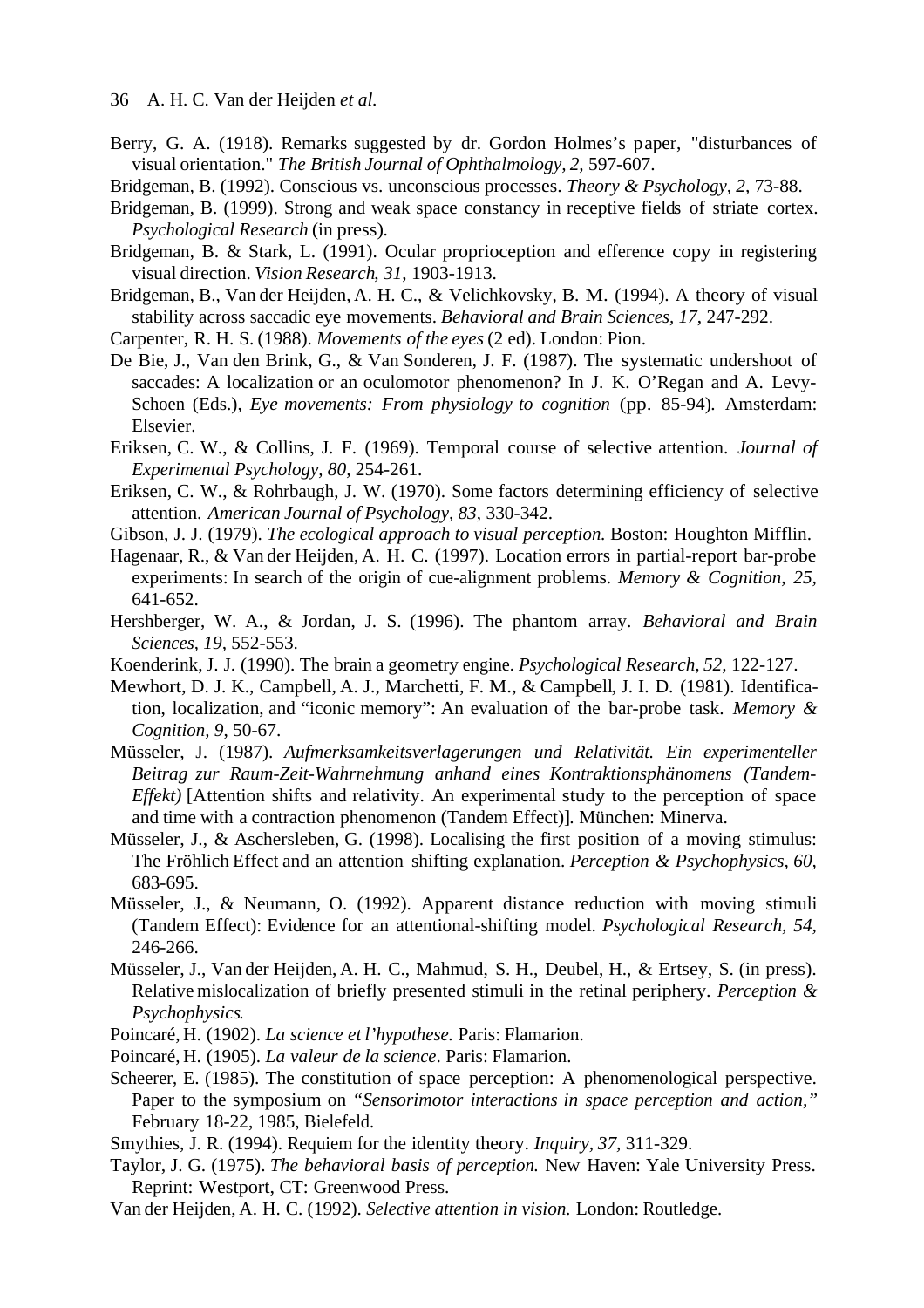Berry, G. A. (1918). Remarks suggested by dr. Gordon Holmes's paper, "disturbances of visual orientation." *The British Journal of Ophthalmology, 2*, 597-607.

Bridgeman, B. (1992). Conscious vs. unconscious processes. *Theory & Psychology, 2*, 73-88.

Bridgeman, B. (1999). Strong and weak space constancy in receptive fields of striate cortex. *Psychological Research* (in press).

Bridgeman, B. & Stark, L. (1991). Ocular proprioception and efference copy in registering visual direction. *Vision Research, 31*, 1903-1913.

Bridgeman, B., Van der Heijden, A. H. C., & Velichkovsky, B. M. (1994). A theory of visual stability across saccadic eye movements. *Behavioral and Brain Sciences, 17*, 247-292.

Carpenter, R. H. S. (1988). *Movements of the eyes* (2 ed). London: Pion.

De Bie, J., Van den Brink, G., & Van Sonderen, J. F. (1987). The systematic undershoot of saccades: A localization or an oculomotor phenomenon? In J. K. O'Regan and A. Levy-Schoen (Eds.), *Eye movements: From physiology to cognition* (pp. 85-94). Amsterdam: Elsevier.

Eriksen, C. W., & Collins, J. F. (1969). Temporal course of selective attention. *Journal of Experimental Psychology, 80*, 254-261.

Eriksen, C. W., & Rohrbaugh, J. W. (1970). Some factors determining efficiency of selective attention. *American Journal of Psychology, 83*, 330-342.

Gibson, J. J. (1979). *The ecological approach to visual perception.* Boston: Houghton Mifflin.

Hagenaar, R., & Van der Heijden, A. H. C. (1997). Location errors in partial-report bar-probe experiments: In search of the origin of cue-alignment problems. *Memory & Cognition, 25*, 641-652.

Hershberger, W. A., & Jordan, J. S. (1996). The phantom array. *Behavioral and Brain Sciences, 19*, 552-553.

Koenderink, J. J. (1990). The brain a geometry engine. *Psychological Research, 52*, 122-127.

Mewhort, D. J. K., Campbell, A. J., Marchetti, F. M., & Campbell, J. I. D. (1981). Identification, localization, and "iconic memory": An evaluation of the bar-probe task. *Memory & Cognition, 9*, 50-67.

Müsseler, J. (1987). *Aufmerksamkeitsverlagerungen und Relativität. Ein experimenteller Beitrag zur Raum-Zeit-Wahrnehmung anhand eines Kontraktionsphänomens (Tandem-Effekt)* [Attention shifts and relativity. An experimental study to the perception of space and time with a contraction phenomenon (Tandem Effect)]. München: Minerva.

Müsseler, J., & Aschersleben, G. (1998). Localising the first position of a moving stimulus: The Fröhlich Effect and an attention shifting explanation. *Perception & Psychophysics, 60*, 683-695.

Müsseler, J., & Neumann, O. (1992). Apparent distance reduction with moving stimuli (Tandem Effect): Evidence for an attentional-shifting model. *Psychological Research, 54*, 246-266.

Müsseler, J., Van der Heijden, A. H. C., Mahmud, S. H., Deubel, H., & Ertsey, S. (in press). Relative mislocalization of briefly presented stimuli in the retinal periphery. *Perception & Psychophysics*.

Poincaré, H. (1902). *La science et l'hypothese.* Paris: Flamarion.

Poincaré, H. (1905). *La valeur de la science*. Paris: Flamarion.

Scheerer, E. (1985). The constitution of space perception: A phenomenological perspective. Paper to the symposium on *"Sensorimotor interactions in space perception and action,"* February 18-22, 1985, Bielefeld.

Smythies, J. R. (1994). Requiem for the identity theory. *Inquiry, 37*, 311-329.

Taylor, J. G. (1975). *The behavioral basis of perception.* New Haven: Yale University Press. Reprint: Westport, CT: Greenwood Press.

Van der Heijden, A. H. C. (1992). *Selective attention in vision.* London: Routledge.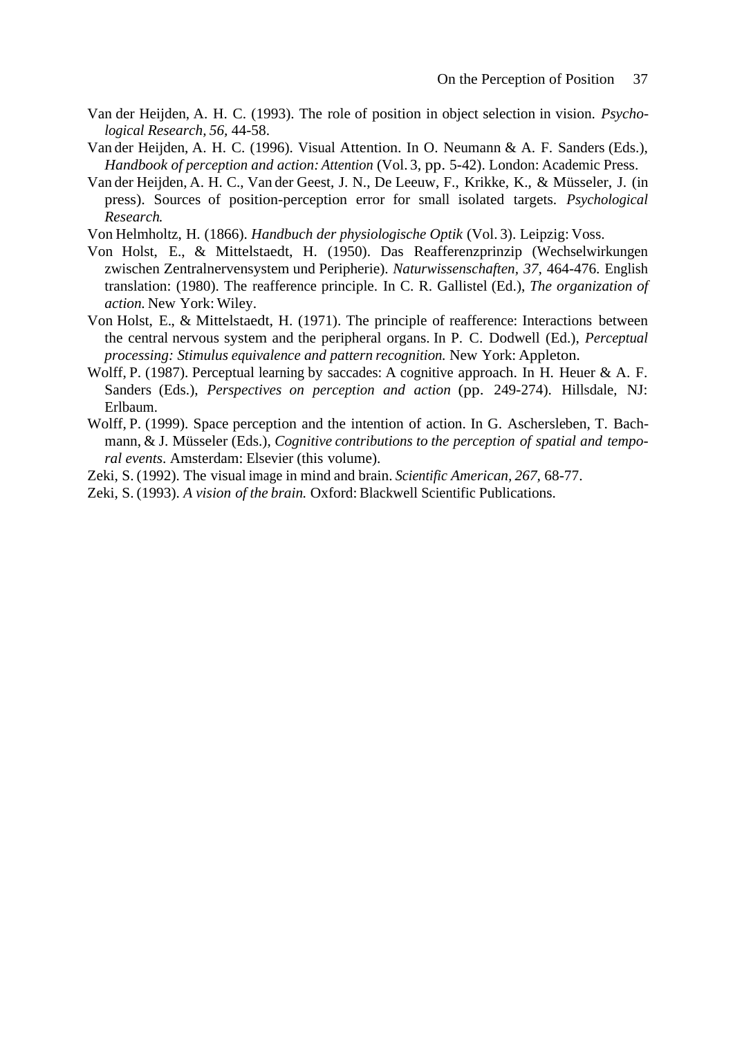Van der Heijden, A. H. C. (1993). The role of position in object selection in vision. *Psychological Research, 56*, 44-58.

Van der Heijden, A. H. C. (1996). Visual Attention. In O. Neumann & A. F. Sanders (Eds.), *Handbook of perception and action: Attention* (Vol. 3, pp. 5-42). London: Academic Press.

Van der Heijden, A. H. C., Van der Geest, J. N., De Leeuw, F., Krikke, K., & Müsseler, J. (in press). Sources of position-perception error for small isolated targets. *Psychological Research.*

Von Helmholtz, H. (1866). *Handbuch der physiologische Optik* (Vol. 3). Leipzig: Voss.

Von Holst, E., & Mittelstaedt, H. (1950). Das Reafferenzprinzip (Wechselwirkungen zwischen Zentralnervensystem und Peripherie). *Naturwissenschaften, 37*, 464-476. English translation: (1980). The reafference principle. In C. R. Gallistel (Ed.), *The organization of action.* New York: Wiley.

Von Holst, E., & Mittelstaedt, H. (1971). The principle of reafference: Interactions between the central nervous system and the peripheral organs. In P. C. Dodwell (Ed.), *Perceptual processing: Stimulus equivalence and pattern recognition.* New York: Appleton.

Wolff, P. (1987). Perceptual learning by saccades: A cognitive approach. In H. Heuer & A. F. Sanders (Eds.), *Perspectives on perception and action* (pp. 249-274). Hillsdale, NJ: Erlbaum.

Wolff, P. (1999). Space perception and the intention of action. In G. Aschersleben, T. Bachmann, & J. Müsseler (Eds.), *Cognitive contributions to the perception of spatial and temporal events*. Amsterdam: Elsevier (this volume).

Zeki, S. (1992). The visual image in mind and brain. *Scientific American, 267,* 68-77.

Zeki, S. (1993). *A vision of the brain.* Oxford: Blackwell Scientific Publications.